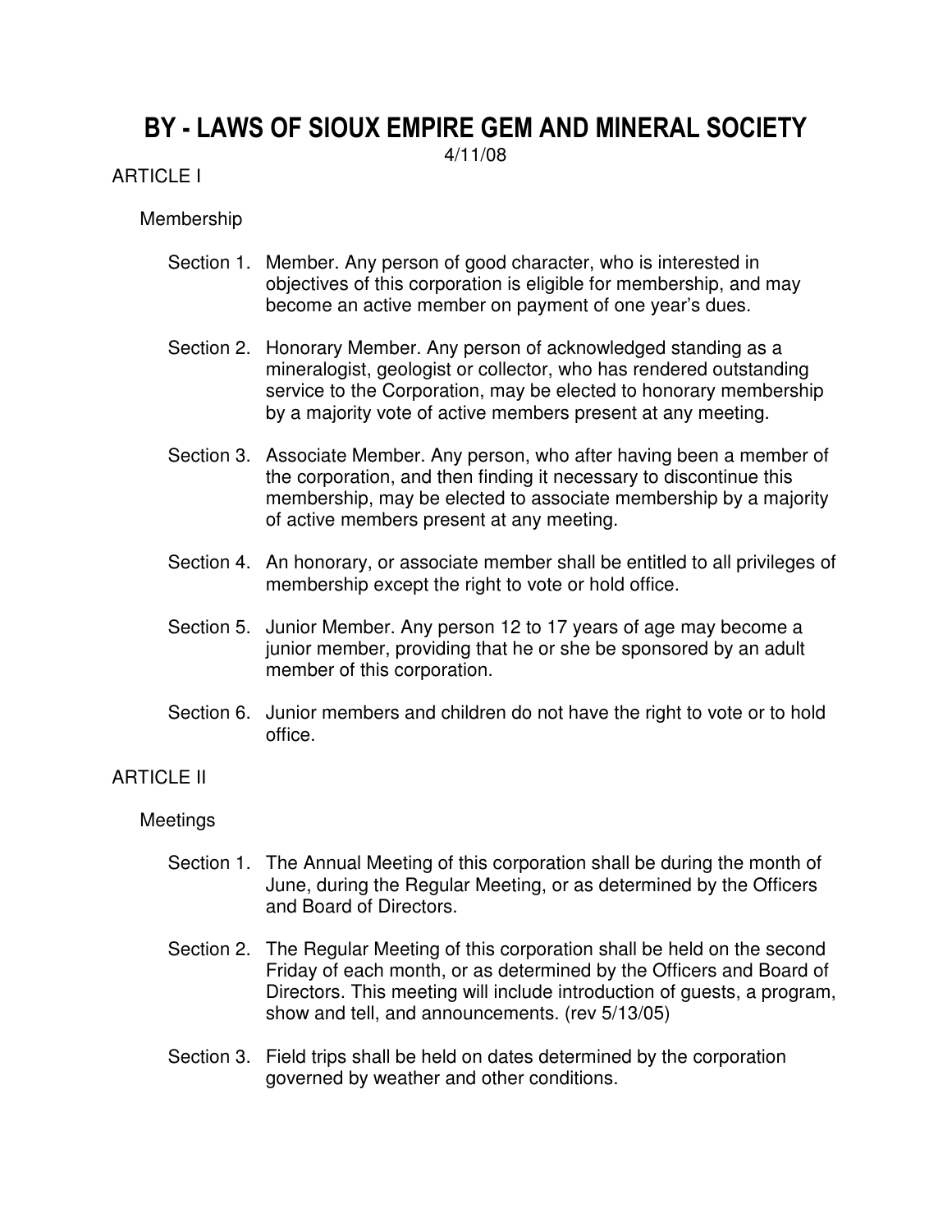# BY - LAWS OF SIOUX EMPIRE GEM AND MINERAL SOCIETY

4/11/08

## ARTICLE I

### Membership

Section 1. Member. Any person of good character, who is interested in objectives of this corporation is eligible for membership, and may become an active member on payment of one year's dues.

Section 2. Honorary Member. Any person of acknowledged standing as a mineralogist, geologist or collector, who has rendered outstanding service to the Corporation, may be elected to honorary membership by a majority vote of active members present at any meeting.

Section 3. Associate Member. Any person, who after having been a member of the corporation, and then finding it necessary to discontinue this membership, may be elected to associate membership by a majority of active members present at any meeting.

Section 4. An honorary, or associate member shall be entitled to all privileges of membership except the right to vote or hold office.

Section 5. Junior Member. Any person 12 to 17 years of age may become a junior member, providing that he or she be sponsored by an adult member of this corporation.

Section 6. Junior members and children do not have the right to vote or to hold office.

## ARTICLE II

### Meetings

Section 1. The Annual Meeting of this corporation shall be during the month of June, during the Regular Meeting, or as determined by the Officers and Board of Directors.

Section 2. The Regular Meeting of this corporation shall be held on the second Friday of each month, or as determined by the Officers and Board of Directors. This meeting will include introduction of guests, a program, show and tell, and announcements. (rev 5/13/05)

Section 3. Field trips shall be held on dates determined by the corporation governed by weather and other conditions.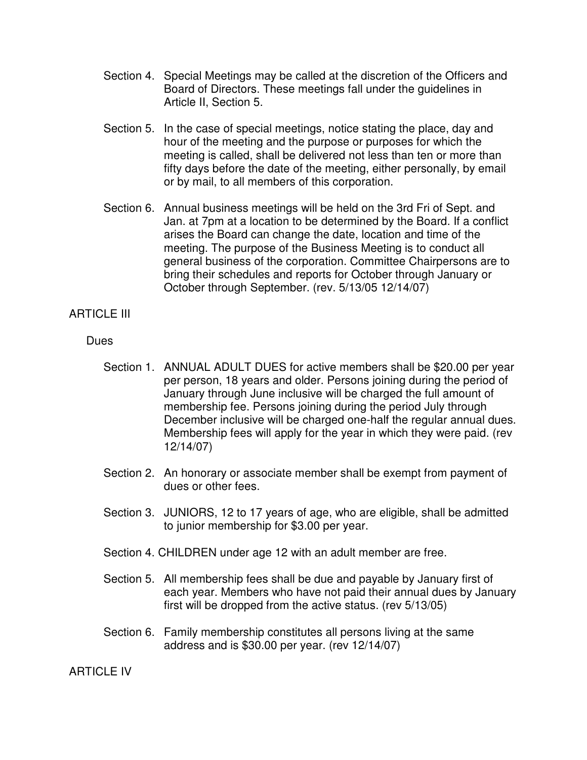Section 4. Special Meetings may be called at the discretion of the Officers and Board of Directors. These meetings fall under the guidelines in Article II, Section 5.

Section 5. In the case of special meetings, notice stating the place, day and hour of the meeting and the purpose or purposes for which the meeting is called, shall be delivered not less than ten or more than fifty days before the date of the meeting, either personally, by email or by mail, to all members of this corporation.

Section 6. Annual business meetings will be held on the 3rd Fri of Sept. and Jan. at 7pm at a location to be determined by the Board. If a conflict arises the Board can change the date, location and time of the meeting. The purpose of the Business Meeting is to conduct all general business of the corporation. Committee Chairpersons are to bring their schedules and reports for October through January or October through September. (rev. 5/13/05 12/14/07)

## ARTICLE III

### Dues

Section 1. ANNUAL ADULT DUES for active members shall be $20.00 per year per person, 18 years and older. Persons joining during the period of January through June inclusive will be charged the full amount of membership fee. Persons joining during the period July through December inclusive will be charged one-half the regular annual dues. Membership fees will apply for the year in which they were paid. (rev 12/14/07)

Section 2. An honorary or associate member shall be exempt from payment of dues or other fees.

Section 3. JUNIORS, 12 to 17 years of age, who are eligible, shall be admitted to junior membership for $3.00 per year.

Section 4. CHILDREN under age 12 with an adult member are free.

Section 5. All membership fees shall be due and payable by January first of each year. Members who have not paid their annual dues by January first will be dropped from the active status. (rev 5/13/05)

Section 6. Family membership constitutes all persons living at the same address and is $30.00 per year. (rev 12/14/07)

## ARTICLE IV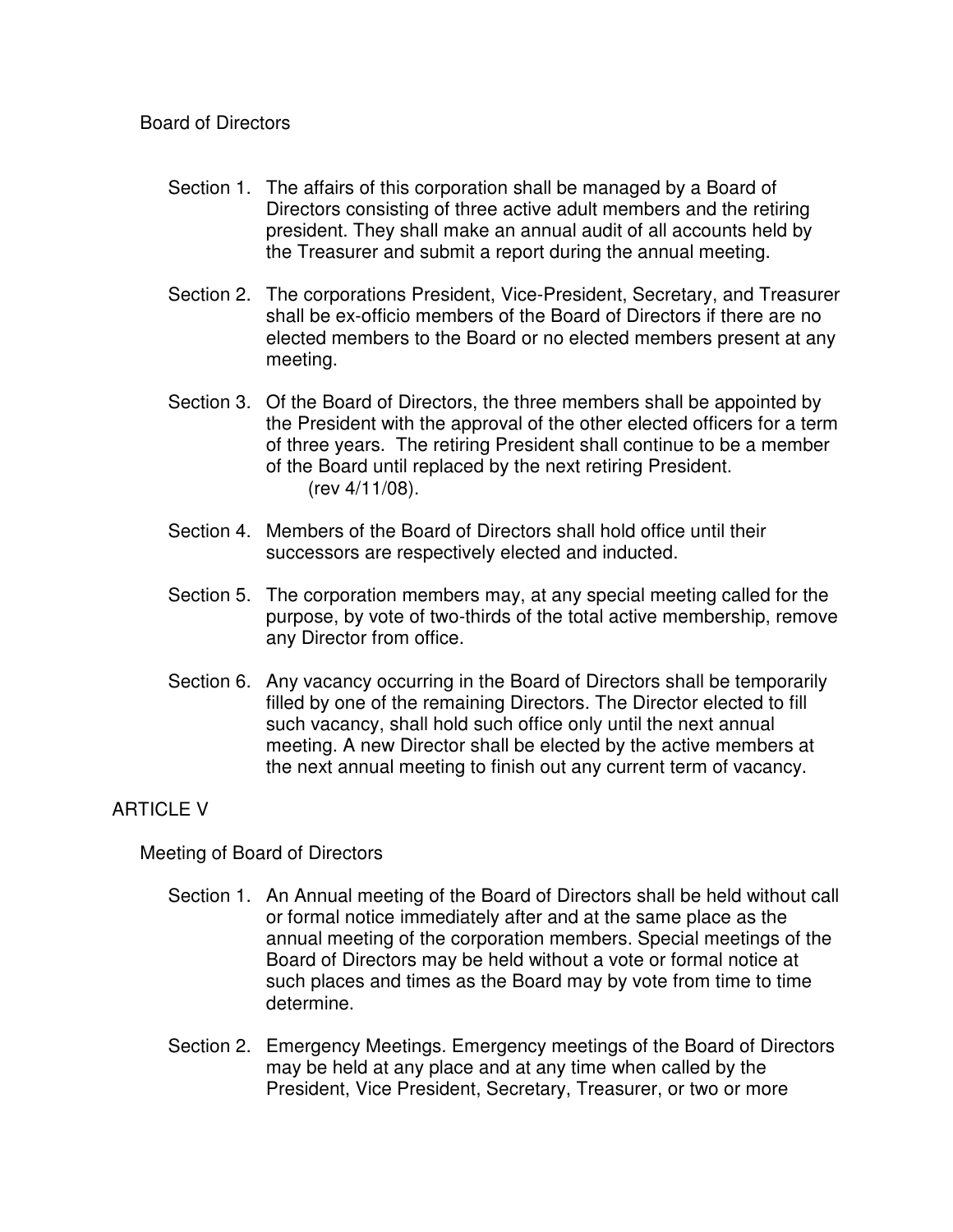## Board of Directors

Section 1. The affairs of this corporation shall be managed by a Board of Directors consisting of three active adult members and the retiring president. They shall make an annual audit of all accounts held by the Treasurer and submit a report during the annual meeting.

Section 2. The corporations President, Vice-President, Secretary, and Treasurer shall be ex-officio members of the Board of Directors if there are no elected members to the Board or no elected members present at any meeting.

Section 3. Of the Board of Directors, the three members shall be appointed by the President with the approval of the other elected officers for a term of three years. The retiring President shall continue to be a member of the Board until replaced by the next retiring President. (rev 4/11/08).

Section 4. Members of the Board of Directors shall hold office until their successors are respectively elected and inducted.

Section 5. The corporation members may, at any special meeting called for the purpose, by vote of two-thirds of the total active membership, remove any Director from office.

Section 6. Any vacancy occurring in the Board of Directors shall be temporarily filled by one of the remaining Directors. The Director elected to fill such vacancy, shall hold such office only until the next annual meeting. A new Director shall be elected by the active members at the next annual meeting to finish out any current term of vacancy.

# ARTICLE V

## Meeting of Board of Directors

Section 1. An Annual meeting of the Board of Directors shall be held without call or formal notice immediately after and at the same place as the annual meeting of the corporation members. Special meetings of the Board of Directors may be held without a vote or formal notice at such places and times as the Board may by vote from time to time determine.

Section 2. Emergency Meetings. Emergency meetings of the Board of Directors may be held at any place and at any time when called by the President, Vice President, Secretary, Treasurer, or two or more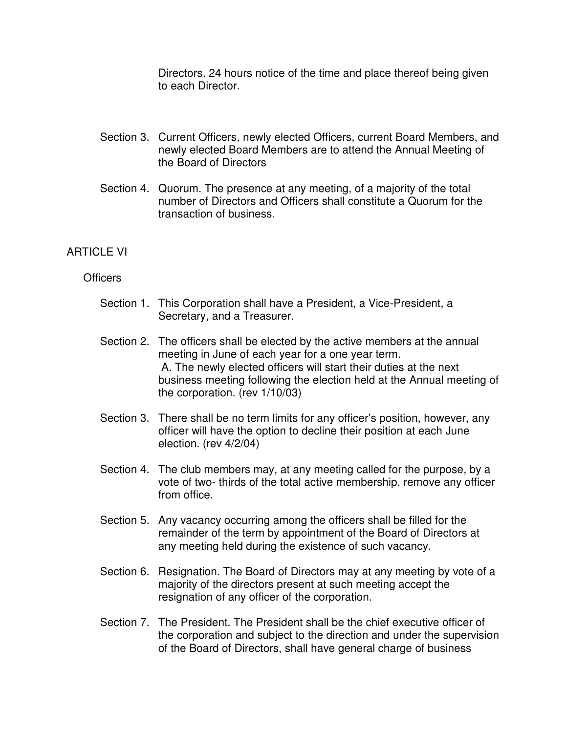Directors. 24 hours notice of the time and place thereof being given to each Director.

Section 3. Current Officers, newly elected Officers, current Board Members, and newly elected Board Members are to attend the Annual Meeting of the Board of Directors

Section 4. Quorum. The presence at any meeting, of a majority of the total number of Directors and Officers shall constitute a Quorum for the transaction of business.

## ARTICLE VI

### Officers

Section 1. This Corporation shall have a President, a Vice-President, a Secretary, and a Treasurer.

Section 2. The officers shall be elected by the active members at the annual meeting in June of each year for a one year term.
A. The newly elected officers will start their duties at the next business meeting following the election held at the Annual meeting of the corporation. (rev 1/10/03)

Section 3. There shall be no term limits for any officer's position, however, any officer will have the option to decline their position at each June election. (rev 4/2/04)

Section 4. The club members may, at any meeting called for the purpose, by a vote of two- thirds of the total active membership, remove any officer from office.

Section 5. Any vacancy occurring among the officers shall be filled for the remainder of the term by appointment of the Board of Directors at any meeting held during the existence of such vacancy.

Section 6. Resignation. The Board of Directors may at any meeting by vote of a majority of the directors present at such meeting accept the resignation of any officer of the corporation.

Section 7. The President. The President shall be the chief executive officer of the corporation and subject to the direction and under the supervision of the Board of Directors, shall have general charge of business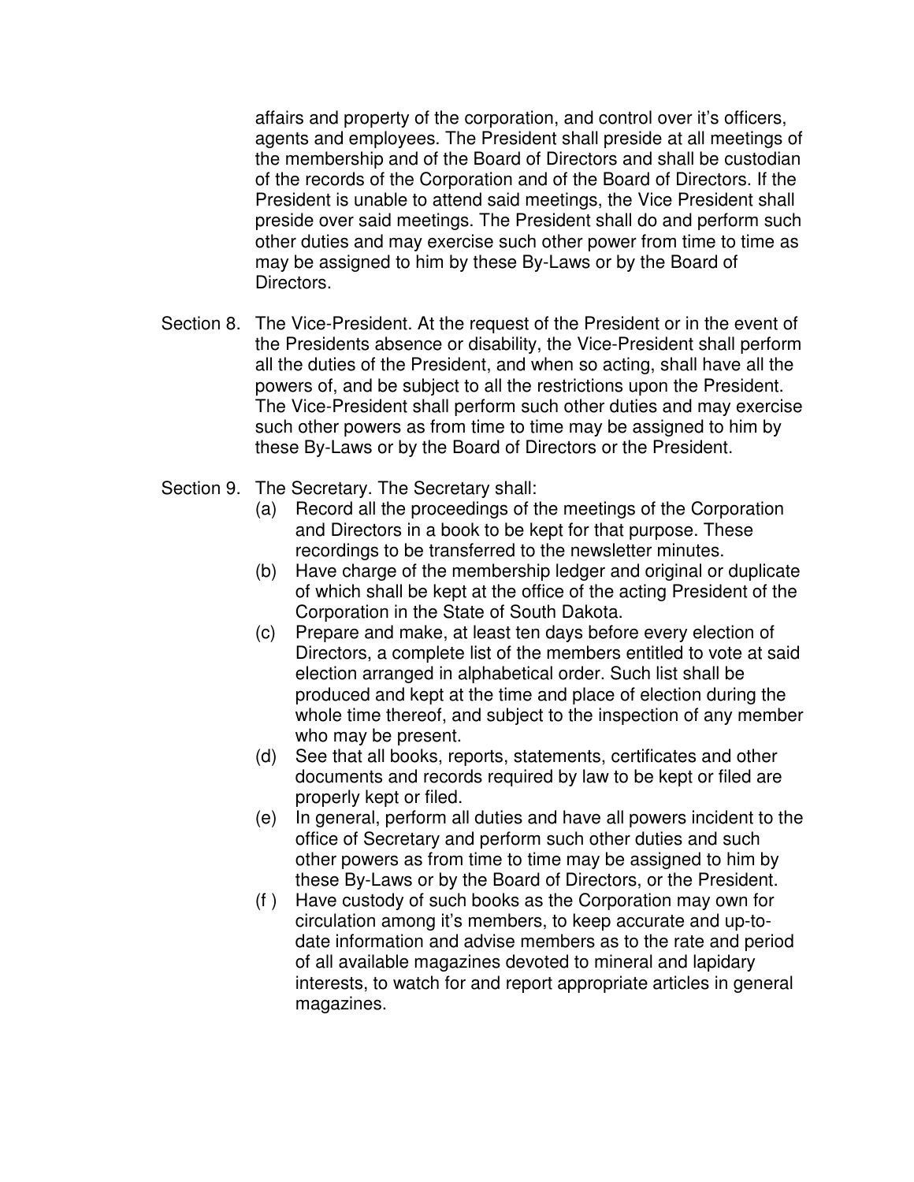affairs and property of the corporation, and control over it's officers, agents and employees. The President shall preside at all meetings of the membership and of the Board of Directors and shall be custodian of the records of the Corporation and of the Board of Directors. If the President is unable to attend said meetings, the Vice President shall preside over said meetings. The President shall do and perform such other duties and may exercise such other power from time to time as may be assigned to him by these By-Laws or by the Board of Directors.

Section 8. The Vice-President. At the request of the President or in the event of the Presidents absence or disability, the Vice-President shall perform all the duties of the President, and when so acting, shall have all the powers of, and be subject to all the restrictions upon the President. The Vice-President shall perform such other duties and may exercise such other powers as from time to time may be assigned to him by these By-Laws or by the Board of Directors or the President.

Section 9. The Secretary. The Secretary shall:

(a) Record all the proceedings of the meetings of the Corporation and Directors in a book to be kept for that purpose. These recordings to be transferred to the newsletter minutes.

(b) Have charge of the membership ledger and original or duplicate of which shall be kept at the office of the acting President of the Corporation in the State of South Dakota.

(c) Prepare and make, at least ten days before every election of Directors, a complete list of the members entitled to vote at said election arranged in alphabetical order. Such list shall be produced and kept at the time and place of election during the whole time thereof, and subject to the inspection of any member who may be present.

(d) See that all books, reports, statements, certificates and other documents and records required by law to be kept or filed are properly kept or filed.

(e) In general, perform all duties and have all powers incident to the office of Secretary and perform such other duties and such other powers as from time to time may be assigned to him by these By-Laws or by the Board of Directors, or the President.

(f ) Have custody of such books as the Corporation may own for circulation among it's members, to keep accurate and up-to-date information and advise members as to the rate and period of all available magazines devoted to mineral and lapidary interests, to watch for and report appropriate articles in general magazines.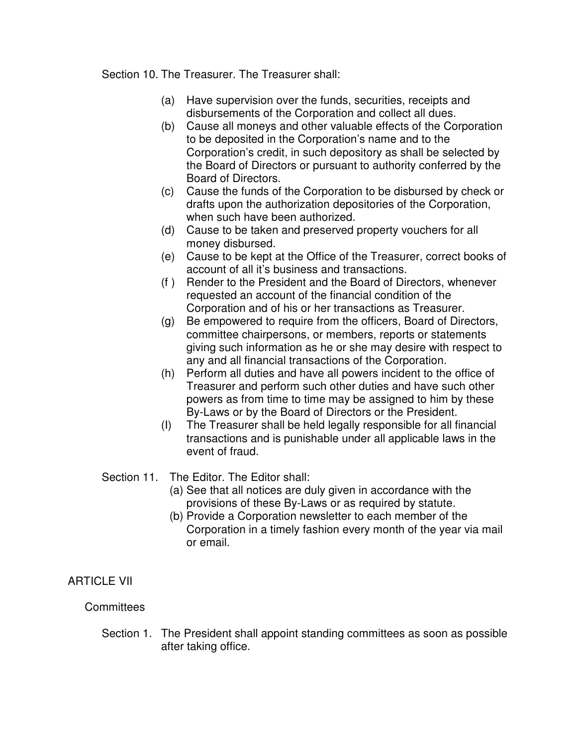Section 10. The Treasurer. The Treasurer shall:

(a) Have supervision over the funds, securities, receipts and disbursements of the Corporation and collect all dues.

(b) Cause all moneys and other valuable effects of the Corporation to be deposited in the Corporation's name and to the Corporation's credit, in such depository as shall be selected by the Board of Directors or pursuant to authority conferred by the Board of Directors.

(c) Cause the funds of the Corporation to be disbursed by check or drafts upon the authorization depositories of the Corporation, when such have been authorized.

(d) Cause to be taken and preserved property vouchers for all money disbursed.

(e) Cause to be kept at the Office of the Treasurer, correct books of account of all it's business and transactions.

(f ) Render to the President and the Board of Directors, whenever requested an account of the financial condition of the Corporation and of his or her transactions as Treasurer.

(g) Be empowered to require from the officers, Board of Directors, committee chairpersons, or members, reports or statements giving such information as he or she may desire with respect to any and all financial transactions of the Corporation.

(h) Perform all duties and have all powers incident to the office of Treasurer and perform such other duties and have such other powers as from time to time may be assigned to him by these By-Laws or by the Board of Directors or the President.

(I) The Treasurer shall be held legally responsible for all financial transactions and is punishable under all applicable laws in the event of fraud.

Section 11. The Editor. The Editor shall:

(a) See that all notices are duly given in accordance with the provisions of these By-Laws or as required by statute.

(b) Provide a Corporation newsletter to each member of the Corporation in a timely fashion every month of the year via mail or email.

## ARTICLE VII

### Committees

Section 1. The President shall appoint standing committees as soon as possible after taking office.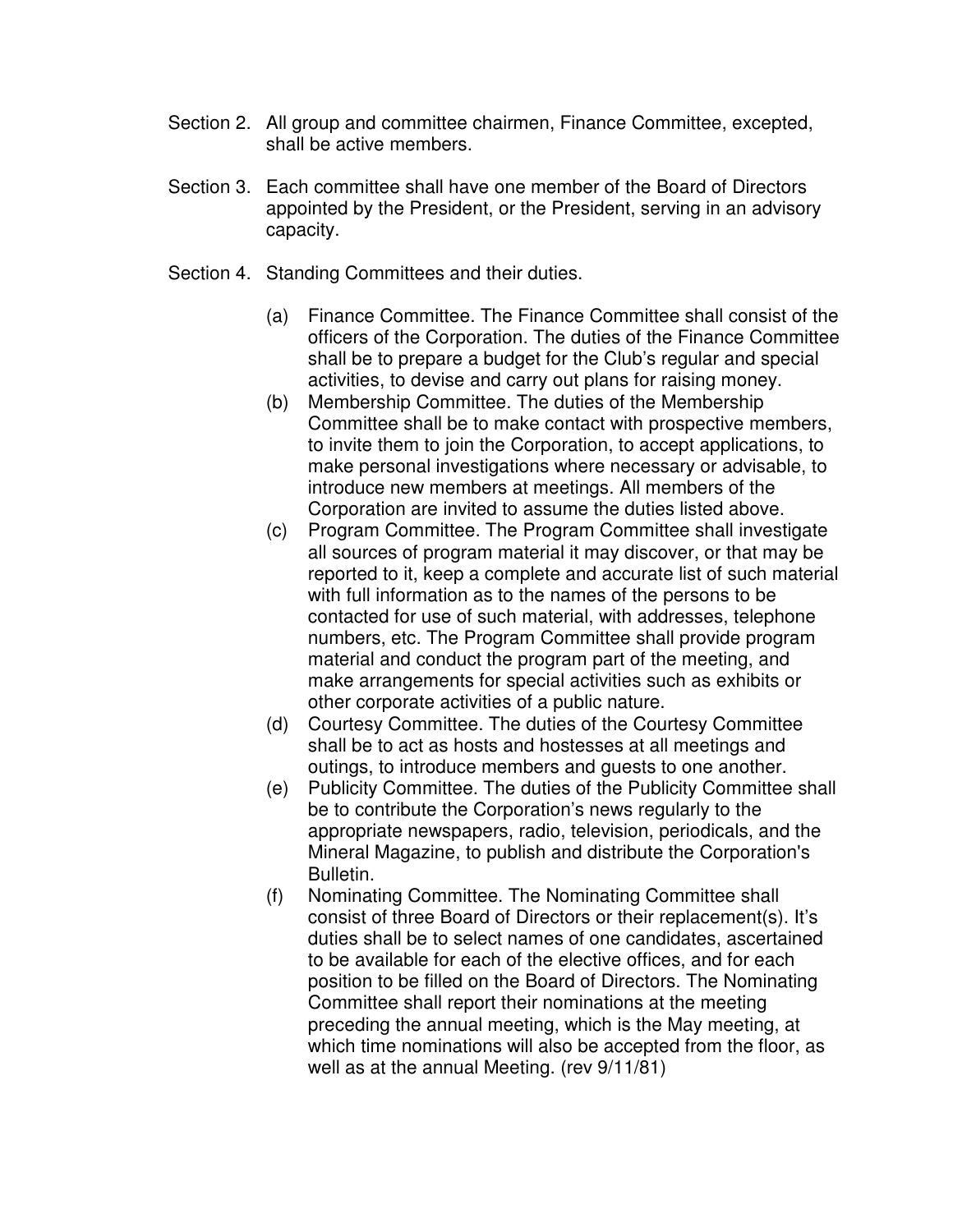Section 2. All group and committee chairmen, Finance Committee, excepted, shall be active members.

Section 3. Each committee shall have one member of the Board of Directors appointed by the President, or the President, serving in an advisory capacity.

Section 4. Standing Committees and their duties.

(a) Finance Committee. The Finance Committee shall consist of the officers of the Corporation. The duties of the Finance Committee shall be to prepare a budget for the Club's regular and special activities, to devise and carry out plans for raising money.

(b) Membership Committee. The duties of the Membership Committee shall be to make contact with prospective members, to invite them to join the Corporation, to accept applications, to make personal investigations where necessary or advisable, to introduce new members at meetings. All members of the Corporation are invited to assume the duties listed above.

(c) Program Committee. The Program Committee shall investigate all sources of program material it may discover, or that may be reported to it, keep a complete and accurate list of such material with full information as to the names of the persons to be contacted for use of such material, with addresses, telephone numbers, etc. The Program Committee shall provide program material and conduct the program part of the meeting, and make arrangements for special activities such as exhibits or other corporate activities of a public nature.

(d) Courtesy Committee. The duties of the Courtesy Committee shall be to act as hosts and hostesses at all meetings and outings, to introduce members and guests to one another.

(e) Publicity Committee. The duties of the Publicity Committee shall be to contribute the Corporation's news regularly to the appropriate newspapers, radio, television, periodicals, and the Mineral Magazine, to publish and distribute the Corporation's Bulletin.

(f) Nominating Committee. The Nominating Committee shall consist of three Board of Directors or their replacement(s). It's duties shall be to select names of one candidates, ascertained to be available for each of the elective offices, and for each position to be filled on the Board of Directors. The Nominating Committee shall report their nominations at the meeting preceding the annual meeting, which is the May meeting, at which time nominations will also be accepted from the floor, as well as at the annual Meeting. (rev 9/11/81)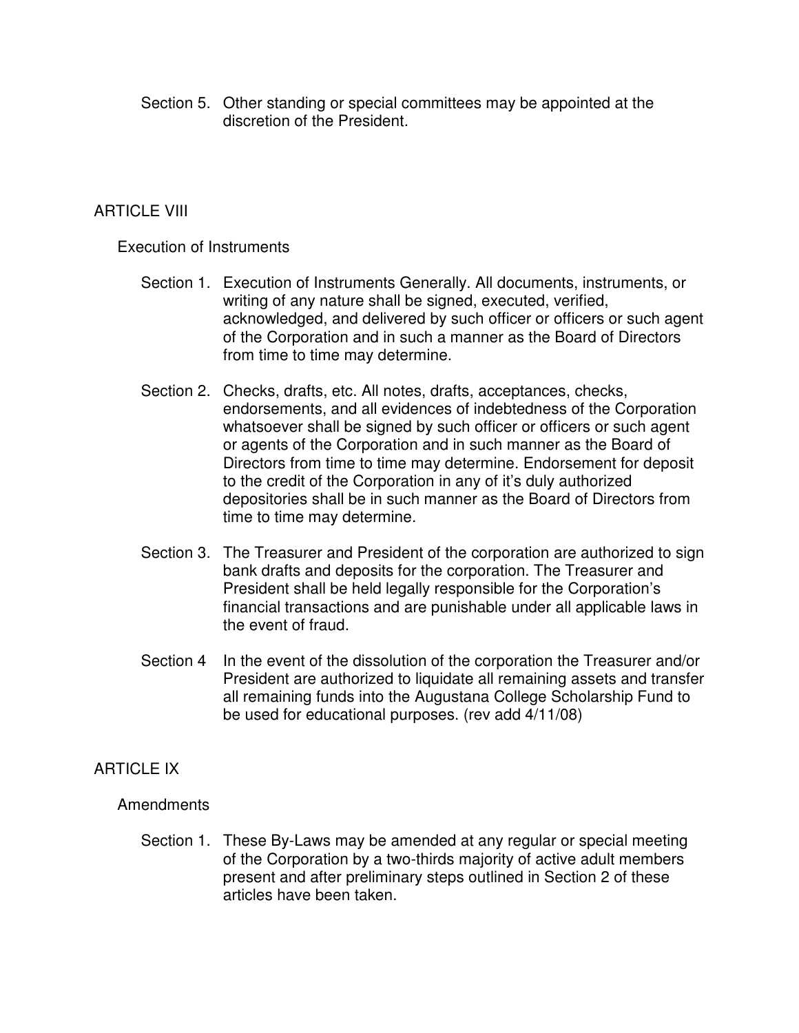Section 5. Other standing or special committees may be appointed at the discretion of the President.

## ARTICLE VIII

### Execution of Instruments

Section 1. Execution of Instruments Generally. All documents, instruments, or writing of any nature shall be signed, executed, verified, acknowledged, and delivered by such officer or officers or such agent of the Corporation and in such a manner as the Board of Directors from time to time may determine.

Section 2. Checks, drafts, etc. All notes, drafts, acceptances, checks, endorsements, and all evidences of indebtedness of the Corporation whatsoever shall be signed by such officer or officers or such agent or agents of the Corporation and in such manner as the Board of Directors from time to time may determine. Endorsement for deposit to the credit of the Corporation in any of it's duly authorized depositories shall be in such manner as the Board of Directors from time to time may determine.

Section 3. The Treasurer and President of the corporation are authorized to sign bank drafts and deposits for the corporation. The Treasurer and President shall be held legally responsible for the Corporation's financial transactions and are punishable under all applicable laws in the event of fraud.

Section 4 In the event of the dissolution of the corporation the Treasurer and/or President are authorized to liquidate all remaining assets and transfer all remaining funds into the Augustana College Scholarship Fund to be used for educational purposes. (rev add 4/11/08)

## ARTICLE IX

### Amendments

Section 1. These By-Laws may be amended at any regular or special meeting of the Corporation by a two-thirds majority of active adult members present and after preliminary steps outlined in Section 2 of these articles have been taken.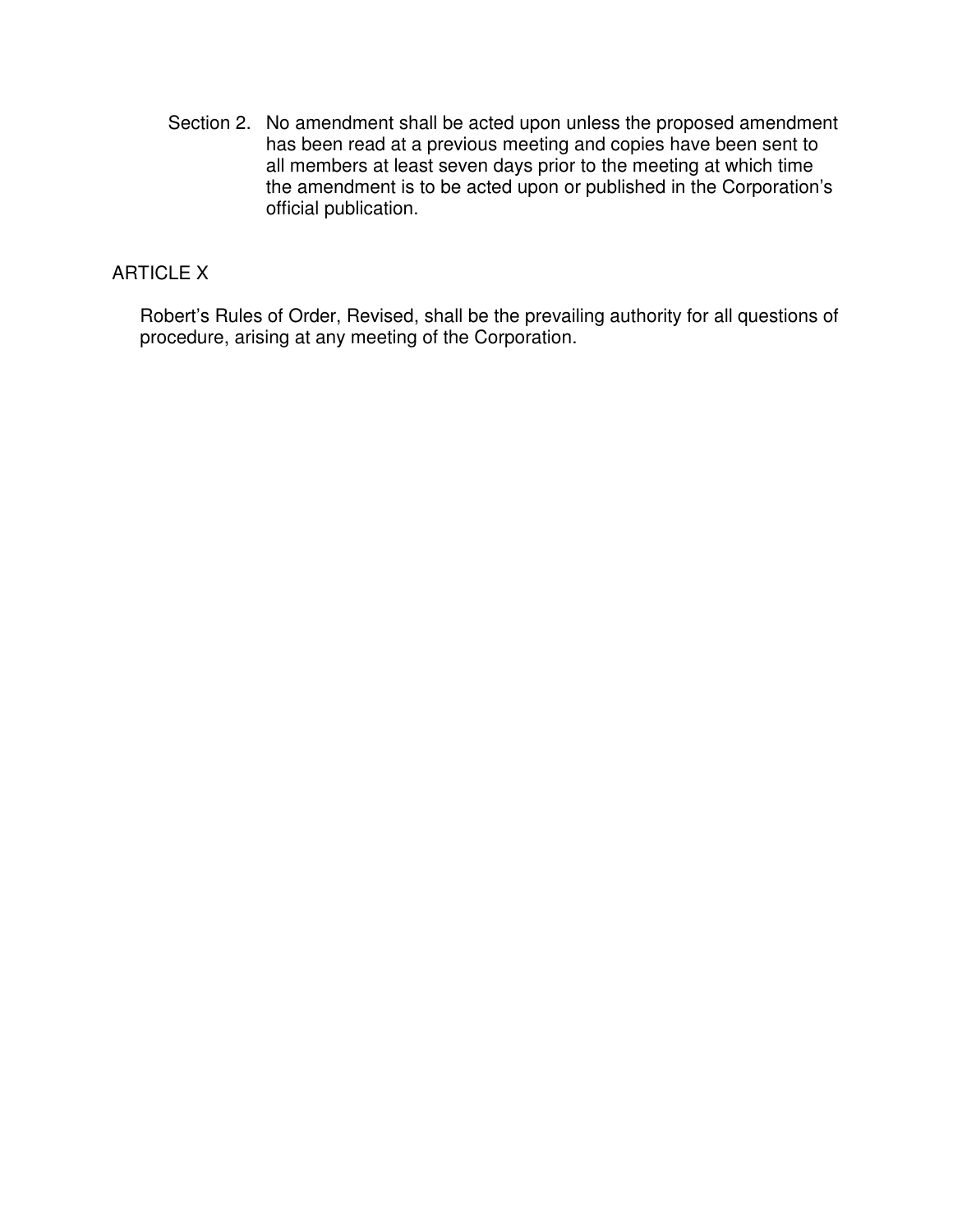Section 2. No amendment shall be acted upon unless the proposed amendment has been read at a previous meeting and copies have been sent to all members at least seven days prior to the meeting at which time the amendment is to be acted upon or published in the Corporation's official publication.

## ARTICLE X

Robert's Rules of Order, Revised, shall be the prevailing authority for all questions of procedure, arising at any meeting of the Corporation.